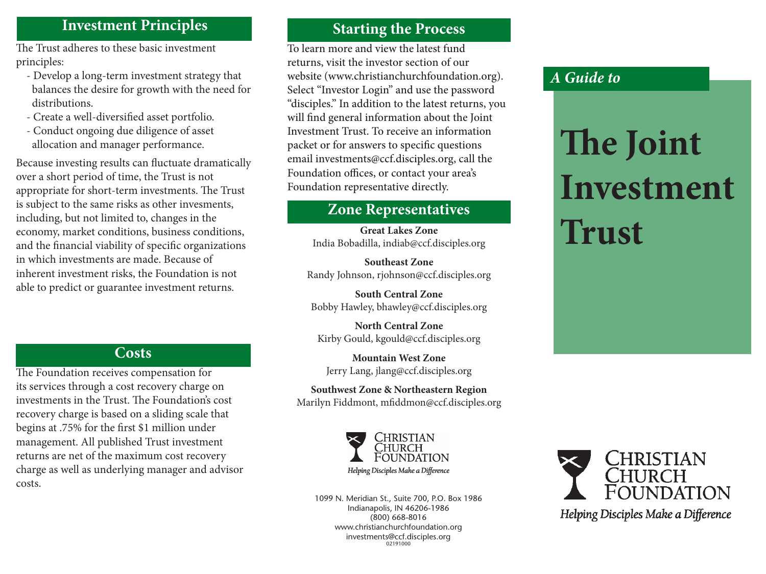## Investment Principles

The Trust adheres to these basic investment principles:

- Develop a long-term investment strategy that balances the desire for growth with the need for distributions.
- Create a well-diversified asset portfolio.
- Conduct ongoing due diligence of asset allocation and manager performance.

Because investing results can fluctuate dramatically over a short period of time, the Trust is not appropriate for short-term investments. The Trust is subject to the same risks as other invesments, including, but not limited to, changes in the economy, market conditions, business conditions, and the financial viability of specific organizations in which investments are made. Because of inherent investment risks, the Foundation is not able to predict or guarantee investment returns.

## Costs

The Foundation receives compensation for its services through a cost recovery charge on investments in the Trust. The Foundation's cost recovery charge is based on a sliding scale that begins at .75% for the first $1 million under management. All published Trust investment returns are net of the maximum cost recovery charge as well as underlying manager and advisor costs.

## Starting the Process

To learn more and view the latest fund returns, visit the investor section of our website (www.christianchurchfoundation.org). Select "Investor Login" and use the password "disciples." In addition to the latest returns, you will find general information about the Joint Investment Trust. To receive an information packet or for answers to specific questions email investments@ccf.disciples.org, call the Foundation offices, or contact your area's Foundation representative directly.

## Zone Representatives

**Great Lakes Zone**
India Bobadilla, indiab@ccf.disciples.org

**Southeast Zone**
Randy Johnson, rjohnson@ccf.disciples.org

**South Central Zone**
Bobby Hawley, bhawley@ccf.disciples.org

**North Central Zone**
Kirby Gould, kgould@ccf.disciples.org

**Mountain West Zone**
Jerry Lang, jlang@ccf.disciples.org

**Southwest Zone & Northeastern Region**
Marilyn Fiddmont, mfiddmon@ccf.disciples.org

CHRISTIAN CHURCH FOUNDATION
*Helping Disciples Make a Difference*

1099 N. Meridian St., Suite 700, P.O. Box 1986
Indianapolis, IN 46206-1986
(800) 668-8016
www.christianchurchfoundation.org
investments@ccf.disciples.org
02191000

*A Guide to*

# The Joint Investment Trust

CHRISTIAN CHURCH FOUNDATION
*Helping Disciples Make a Difference*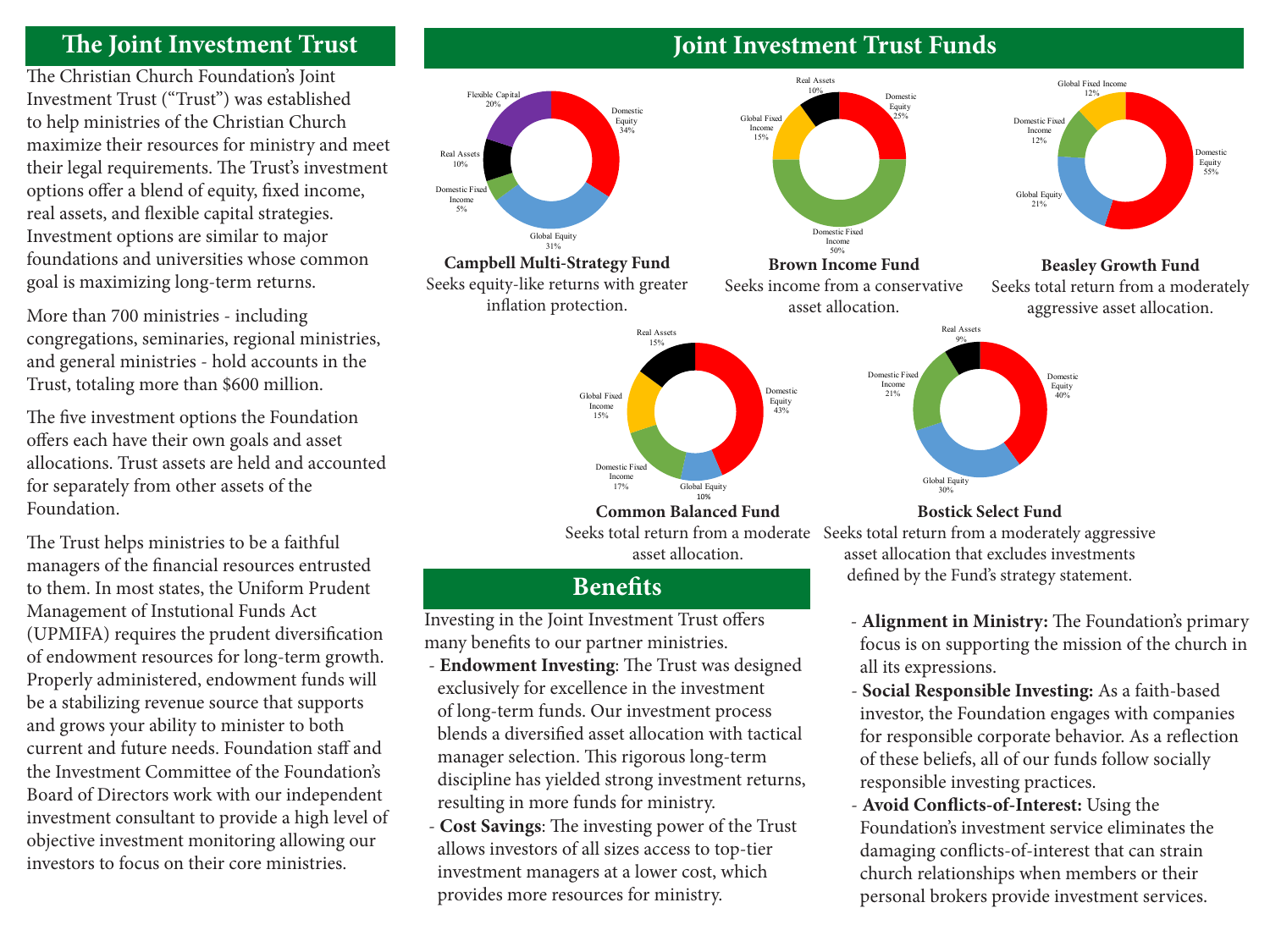## The Joint Investment Trust

The Christian Church Foundation's Joint Investment Trust ("Trust") was established to help ministries of the Christian Church maximize their resources for ministry and meet their legal requirements. The Trust's investment options offer a blend of equity, fixed income, real assets, and flexible capital strategies. Investment options are similar to major foundations and universities whose common goal is maximizing long-term returns.

More than 700 ministries - including congregations, seminaries, regional ministries, and general ministries - hold accounts in the Trust, totaling more than $600 million.

The five investment options the Foundation offers each have their own goals and asset allocations. Trust assets are held and accounted for separately from other assets of the Foundation.

The Trust helps ministries to be a faithful managers of the financial resources entrusted to them. In most states, the Uniform Prudent Management of Instutional Funds Act (UPMIFA) requires the prudent diversification of endowment resources for long-term growth. Properly administered, endowment funds will be a stabilizing revenue source that supports and grows your ability to minister to both current and future needs. Foundation staff and the Investment Committee of the Foundation's Board of Directors work with our independent investment consultant to provide a high level of objective investment monitoring allowing our investors to focus on their core ministries.

## Joint Investment Trust Funds

Domestic Equity 34%
Global Equity 31%
Domestic Fixed Income 5%
Real Assets 10%
Flexible Capital 20%

**Campbell Multi-Strategy Fund**
Seeks equity-like returns with greater inflation protection.

Domestic Equity 25%
Domestic Fixed Income 50%
Global Fixed Income 15%
Real Assets 10%

**Brown Income Fund**
Seeks income from a conservative asset allocation.

Domestic Equity 55%
Global Equity 21%
Domestic Fixed Income 12%
Global Fixed Income 12%

**Beasley Growth Fund**
Seeks total return from a moderately aggressive asset allocation.

Domestic Equity 43%
Global Equity 10%
Domestic Fixed Income 17%
Global Fixed Income 15%
Real Assets 15%

**Common Balanced Fund**
Seeks total return from a moderate asset allocation.

Domestic Equity 40%
Global Equity 30%
Domestic Fixed Income 21%
Real Assets 9%

**Bostick Select Fund**
Seeks total return from a moderately aggressive asset allocation that excludes investments defined by the Fund's strategy statement.

## Benefits

Investing in the Joint Investment Trust offers many benefits to our partner ministries.

- **Endowment Investing**: The Trust was designed exclusively for excellence in the investment of long-term funds. Our investment process blends a diversified asset allocation with tactical manager selection. This rigorous long-term discipline has yielded strong investment returns, resulting in more funds for ministry.
- **Cost Savings**: The investing power of the Trust allows investors of all sizes access to top-tier investment managers at a lower cost, which provides more resources for ministry.
- **Alignment in Ministry:** The Foundation's primary focus is on supporting the mission of the church in all its expressions.
- **Social Responsible Investing:** As a faith-based investor, the Foundation engages with companies for responsible corporate behavior. As a reflection of these beliefs, all of our funds follow socially responsible investing practices.
- **Avoid Conflicts-of-Interest:** Using the Foundation's investment service eliminates the damaging conflicts-of-interest that can strain church relationships when members or their personal brokers provide investment services.